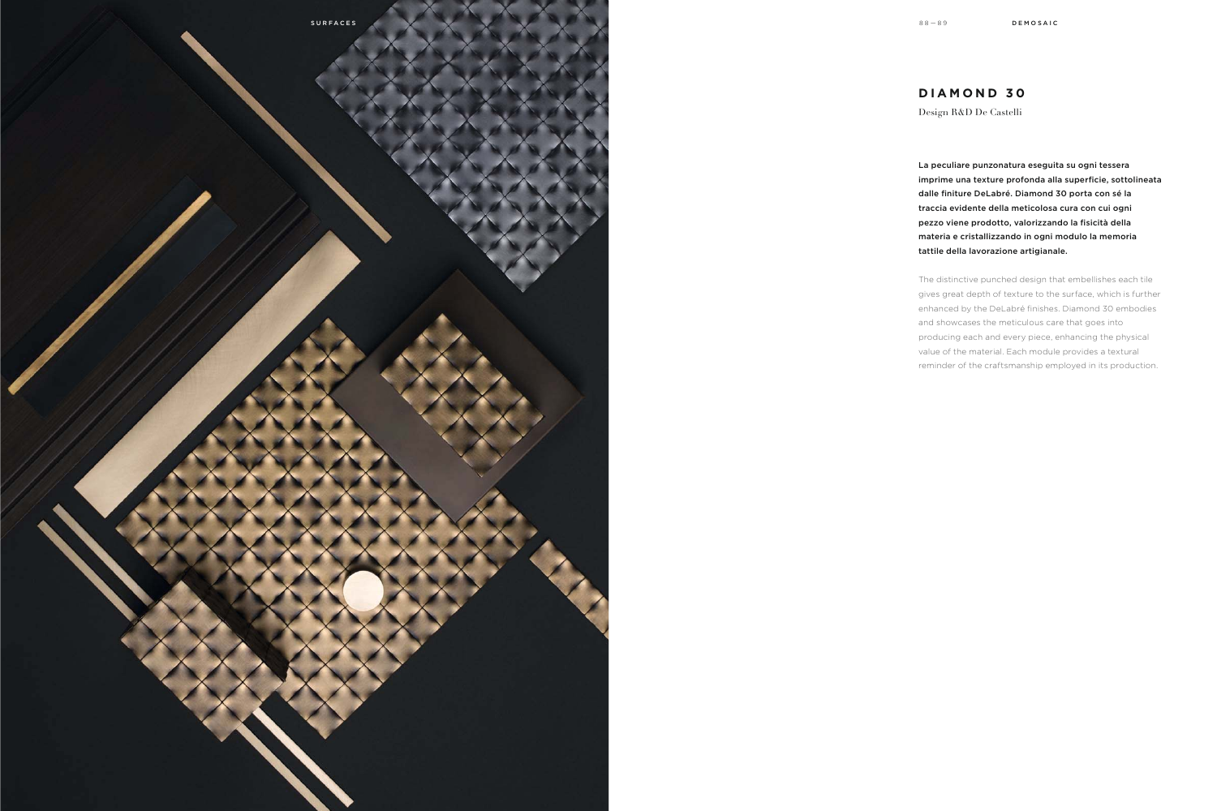# DIAMOND 30

Design R&D De Castelli

**La peculiare punzonatura eseguita su ogni tessera imprime una texture profonda alla superficie, sottolineata dalle finiture DeLabré. Diamond 30 porta con sé la traccia evidente della meticolosa cura con cui ogni pezzo viene prodotto, valorizzando la fisicità della materia e cristallizzando in ogni modulo la memoria tattile della lavorazione artigianale.**

The distinctive punched design that embellishes each tile gives great depth of texture to the surface, which is further enhanced by the DeLabré finishes. Diamond 30 embodies and showcases the meticulous care that goes into producing each and every piece, enhancing the physical value of the material. Each module provides a textural reminder of the craftsmanship employed in its production.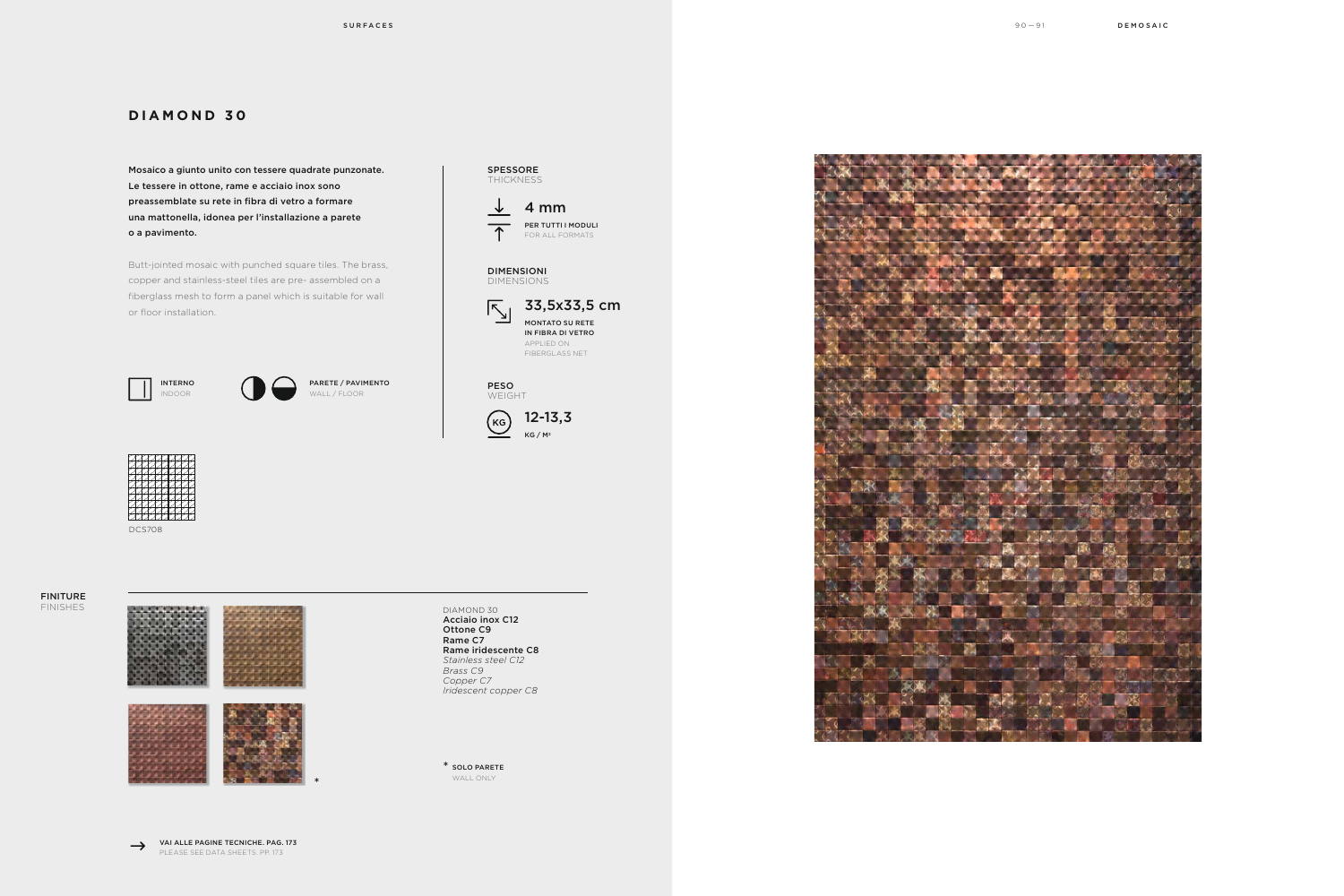# DIAMOND 30

**Mosaico a giunto unito con tessere quadrate punzonate. Le tessere in ottone, rame e acciaio inox sono preassemblate su rete in fibra di vetro a formare una mattonella, idonea per l'installazione a parete o a pavimento.**

Butt-jointed mosaic with punched square tiles. The brass, copper and stainless-steel tiles are pre- assembled on a fiberglass mesh to form a panel which is suitable for wall or floor installation.

**INTERNO**
INDOOR

**PARETE / PAVIMENTO**
WALL / FLOOR

DCS708

**SPESSORE**
THICKNESS

**4 mm**
**PER TUTTI I MODULI**
FOR ALL FORMATS

**DIMENSIONI**
DIMENSIONS

**33,5x33,5 cm**
**MONTATO SU RETE IN FIBRA DI VETRO**
APPLIED ON FIBERGLASS NET

**PESO**
WEIGHT

**12-13,3**
**KG / M²**

**FINITURE**
FINISHES

DIAMOND 30
**Acciaio inox C12**
**Ottone C9**
**Rame C7**
**Rame iridescente C8**
*Stainless steel C12*
*Brass C9*
*Copper C7*
*Iridescent copper C8*

\* **SOLO PARETE**
WALL ONLY

→ **VAI ALLE PAGINE TECNICHE. PAG. 173**
PLEASE SEE DATA SHEETS. PP. 173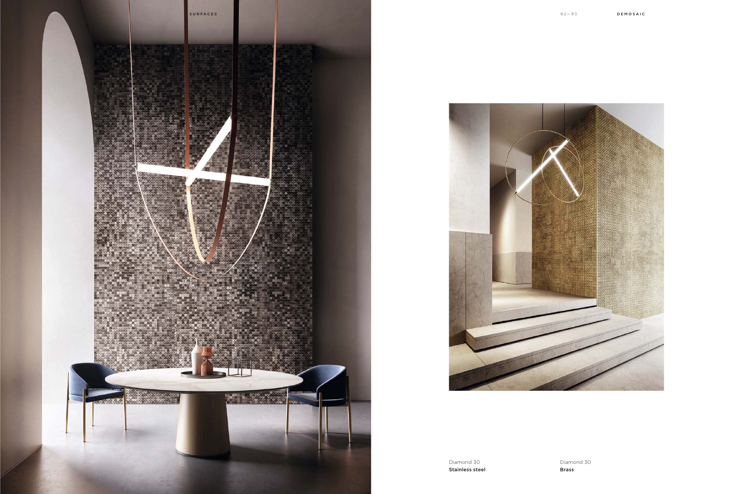Diamond 30
**Stainless steel**

Diamond 30
**Brass**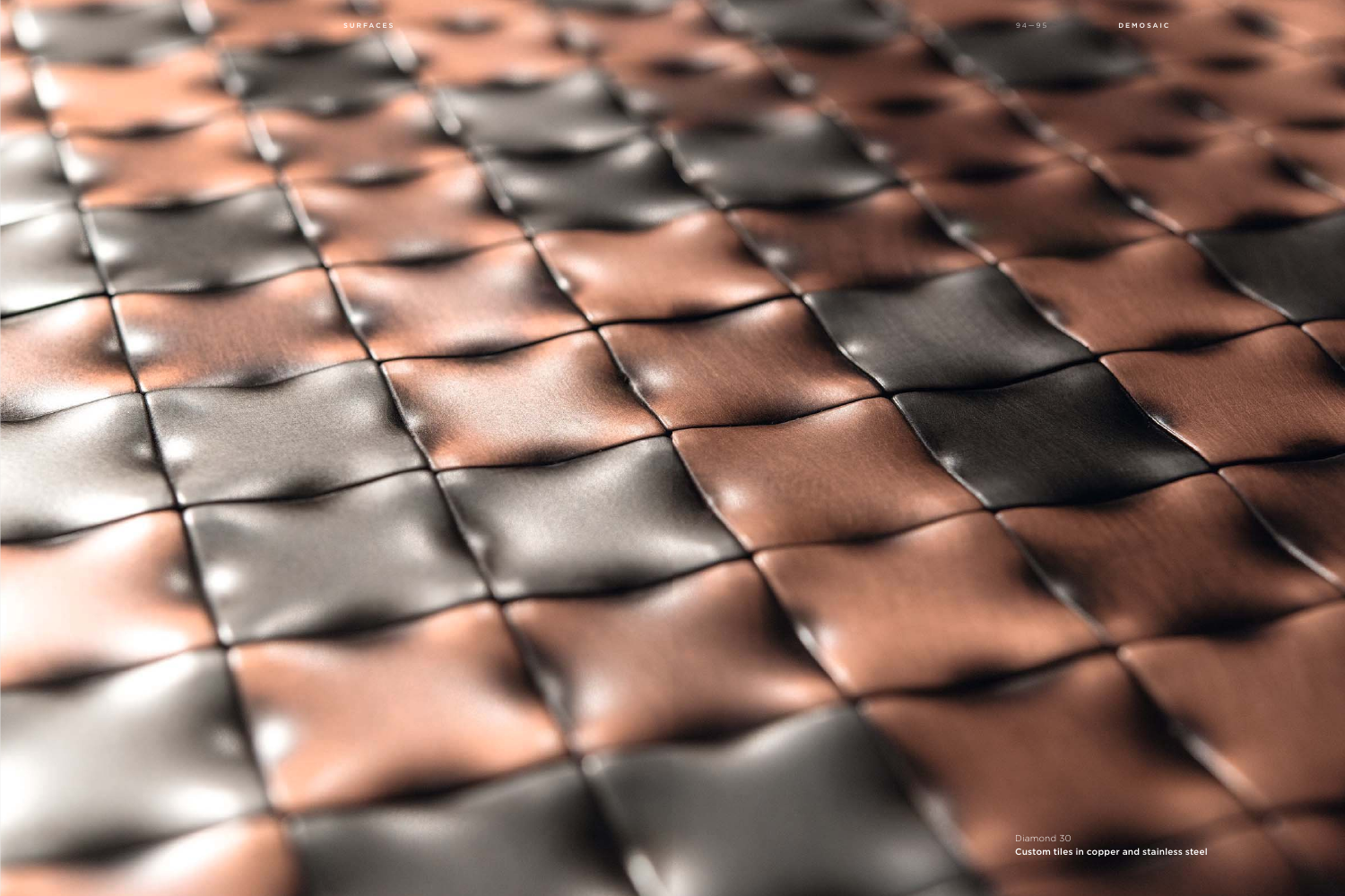Diamond 30

**Custom tiles in copper and stainless steel**